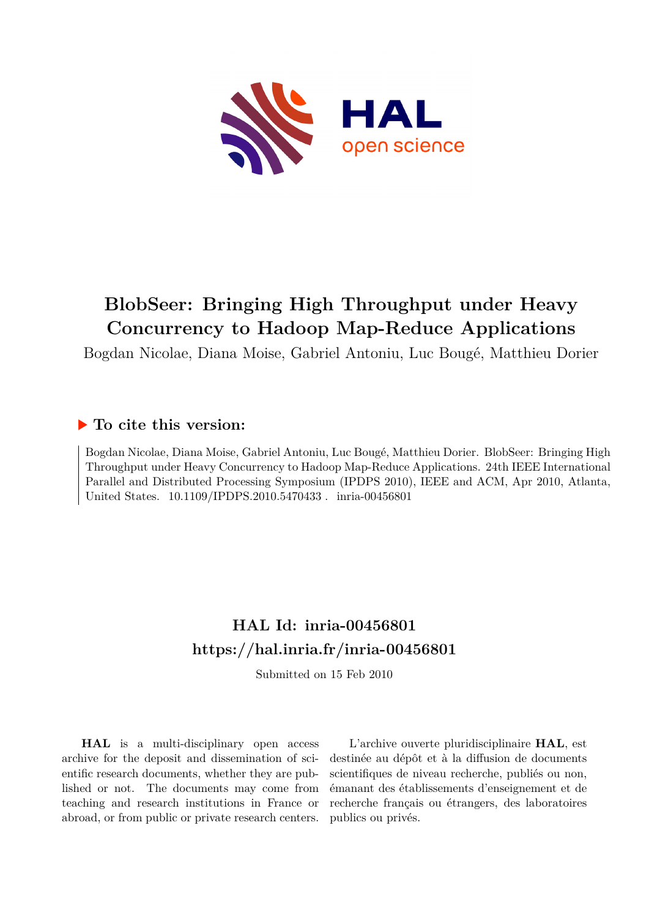# BlobSeer: Bringing High Throughput under Heavy Concurrency to Hadoop Map-Reduce Applications

Bogdan Nicolae, Diana Moise, Gabriel Antoniu, Luc Bougé, Matthieu Dorier

## ▶ To cite this version:

Bogdan Nicolae, Diana Moise, Gabriel Antoniu, Luc Bougé, Matthieu Dorier. BlobSeer: Bringing High Throughput under Heavy Concurrency to Hadoop Map-Reduce Applications. 24th IEEE International Parallel and Distributed Processing Symposium (IPDPS 2010), IEEE and ACM, Apr 2010, Atlanta, United States. 10.1109/IPDPS.2010.5470433 . inria-00456801

## HAL Id: inria-00456801
## https://hal.inria.fr/inria-00456801

Submitted on 15 Feb 2010

**HAL** is a multi-disciplinary open access archive for the deposit and dissemination of scientific research documents, whether they are published or not. The documents may come from teaching and research institutions in France or abroad, or from public or private research centers.

L'archive ouverte pluridisciplinaire **HAL**, est destinée au dépôt et à la diffusion de documents scientifiques de niveau recherche, publiés ou non, émanant des établissements d'enseignement et de recherche français ou étrangers, des laboratoires publics ou privés.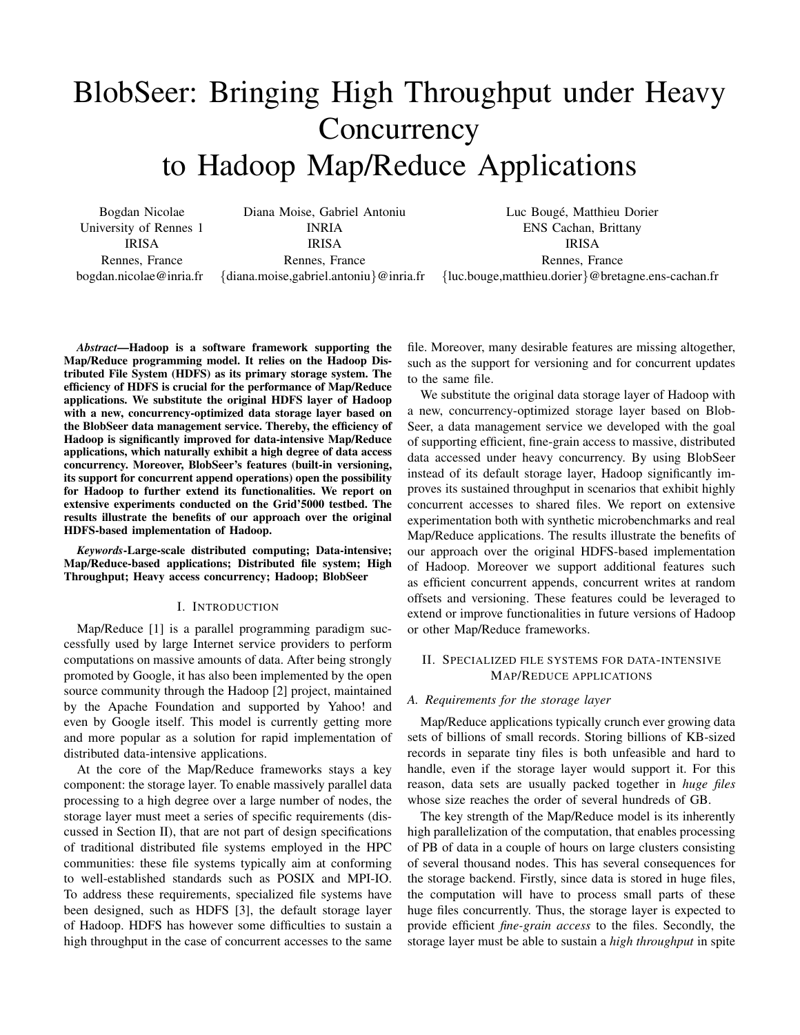# BlobSeer: Bringing High Throughput under Heavy Concurrency to Hadoop Map/Reduce Applications

Bogdan Nicolae
University of Rennes 1
IRISA
Rennes, France
bogdan.nicolae@inria.fr

Diana Moise, Gabriel Antoniu
INRIA
IRISA
Rennes, France
{diana.moise,gabriel.antoniu}@inria.fr

Luc Bougé, Matthieu Dorier
ENS Cachan, Brittany
IRISA
Rennes, France
{luc.bouge,matthieu.dorier}@bretagne.ens-cachan.fr

***Abstract*—Hadoop is a software framework supporting the Map/Reduce programming model. It relies on the Hadoop Distributed File System (HDFS) as its primary storage system. The efficiency of HDFS is crucial for the performance of Map/Reduce applications. We substitute the original HDFS layer of Hadoop with a new, concurrency-optimized data storage layer based on the BlobSeer data management service. Thereby, the efficiency of Hadoop is significantly improved for data-intensive Map/Reduce applications, which naturally exhibit a high degree of data access concurrency. Moreover, BlobSeer's features (built-in versioning, its support for concurrent append operations) open the possibility for Hadoop to further extend its functionalities. We report on extensive experiments conducted on the Grid'5000 testbed. The results illustrate the benefits of our approach over the original HDFS-based implementation of Hadoop.**

***Keywords*-Large-scale distributed computing; Data-intensive; Map/Reduce-based applications; Distributed file system; High Throughput; Heavy access concurrency; Hadoop; BlobSeer**

## I. Introduction

Map/Reduce [1] is a parallel programming paradigm successfully used by large Internet service providers to perform computations on massive amounts of data. After being strongly promoted by Google, it has also been implemented by the open source community through the Hadoop [2] project, maintained by the Apache Foundation and supported by Yahoo! and even by Google itself. This model is currently getting more and more popular as a solution for rapid implementation of distributed data-intensive applications.

At the core of the Map/Reduce frameworks stays a key component: the storage layer. To enable massively parallel data processing to a high degree over a large number of nodes, the storage layer must meet a series of specific requirements (discussed in Section II), that are not part of design specifications of traditional distributed file systems employed in the HPC communities: these file systems typically aim at conforming to well-established standards such as POSIX and MPI-IO. To address these requirements, specialized file systems have been designed, such as HDFS [3], the default storage layer of Hadoop. HDFS has however some difficulties to sustain a high throughput in the case of concurrent accesses to the same file. Moreover, many desirable features are missing altogether, such as the support for versioning and for concurrent updates to the same file.

We substitute the original data storage layer of Hadoop with a new, concurrency-optimized storage layer based on BlobSeer, a data management service we developed with the goal of supporting efficient, fine-grain access to massive, distributed data accessed under heavy concurrency. By using BlobSeer instead of its default storage layer, Hadoop significantly improves its sustained throughput in scenarios that exhibit highly concurrent accesses to shared files. We report on extensive experimentation both with synthetic microbenchmarks and real Map/Reduce applications. The results illustrate the benefits of our approach over the original HDFS-based implementation of Hadoop. Moreover we support additional features such as efficient concurrent appends, concurrent writes at random offsets and versioning. These features could be leveraged to extend or improve functionalities in future versions of Hadoop or other Map/Reduce frameworks.

## II. Specialized file systems for data-intensive Map/Reduce applications

### A. Requirements for the storage layer

Map/Reduce applications typically crunch ever growing data sets of billions of small records. Storing billions of KB-sized records in separate tiny files is both unfeasible and hard to handle, even if the storage layer would support it. For this reason, data sets are usually packed together in *huge files* whose size reaches the order of several hundreds of GB.

The key strength of the Map/Reduce model is its inherently high parallelization of the computation, that enables processing of PB of data in a couple of hours on large clusters consisting of several thousand nodes. This has several consequences for the storage backend. Firstly, since data is stored in huge files, the computation will have to process small parts of these huge files concurrently. Thus, the storage layer is expected to provide efficient *fine-grain access* to the files. Secondly, the storage layer must be able to sustain a *high throughput* in spite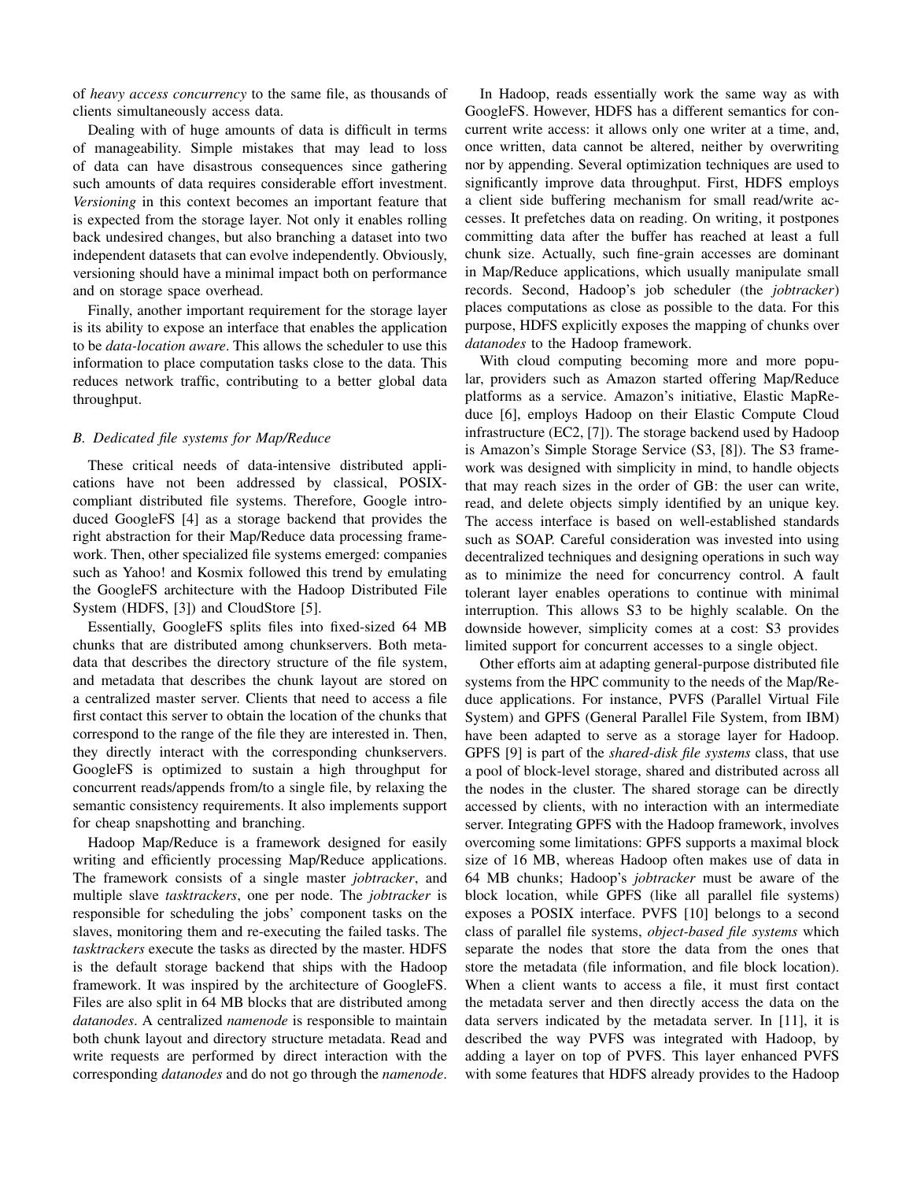of *heavy access concurrency* to the same file, as thousands of clients simultaneously access data.

Dealing with of huge amounts of data is difficult in terms of manageability. Simple mistakes that may lead to loss of data can have disastrous consequences since gathering such amounts of data requires considerable effort investment. *Versioning* in this context becomes an important feature that is expected from the storage layer. Not only it enables rolling back undesired changes, but also branching a dataset into two independent datasets that can evolve independently. Obviously, versioning should have a minimal impact both on performance and on storage space overhead.

Finally, another important requirement for the storage layer is its ability to expose an interface that enables the application to be *data-location aware*. This allows the scheduler to use this information to place computation tasks close to the data. This reduces network traffic, contributing to a better global data throughput.

### B. Dedicated file systems for Map/Reduce

These critical needs of data-intensive distributed applications have not been addressed by classical, POSIX-compliant distributed file systems. Therefore, Google introduced GoogleFS [4] as a storage backend that provides the right abstraction for their Map/Reduce data processing framework. Then, other specialized file systems emerged: companies such as Yahoo! and Kosmix followed this trend by emulating the GoogleFS architecture with the Hadoop Distributed File System (HDFS, [3]) and CloudStore [5].

Essentially, GoogleFS splits files into fixed-sized 64 MB chunks that are distributed among chunkservers. Both metadata that describes the directory structure of the file system, and metadata that describes the chunk layout are stored on a centralized master server. Clients that need to access a file first contact this server to obtain the location of the chunks that correspond to the range of the file they are interested in. Then, they directly interact with the corresponding chunkservers. GoogleFS is optimized to sustain a high throughput for concurrent reads/appends from/to a single file, by relaxing the semantic consistency requirements. It also implements support for cheap snapshotting and branching.

Hadoop Map/Reduce is a framework designed for easily writing and efficiently processing Map/Reduce applications. The framework consists of a single master *jobtracker*, and multiple slave *tasktrackers*, one per node. The *jobtracker* is responsible for scheduling the jobs' component tasks on the slaves, monitoring them and re-executing the failed tasks. The *tasktrackers* execute the tasks as directed by the master. HDFS is the default storage backend that ships with the Hadoop framework. It was inspired by the architecture of GoogleFS. Files are also split in 64 MB blocks that are distributed among *datanodes*. A centralized *namenode* is responsible to maintain both chunk layout and directory structure metadata. Read and write requests are performed by direct interaction with the corresponding *datanodes* and do not go through the *namenode*.

In Hadoop, reads essentially work the same way as with GoogleFS. However, HDFS has a different semantics for concurrent write access: it allows only one writer at a time, and, once written, data cannot be altered, neither by overwriting nor by appending. Several optimization techniques are used to significantly improve data throughput. First, HDFS employs a client side buffering mechanism for small read/write accesses. It prefetches data on reading. On writing, it postpones committing data after the buffer has reached at least a full chunk size. Actually, such fine-grain accesses are dominant in Map/Reduce applications, which usually manipulate small records. Second, Hadoop's job scheduler (the *jobtracker*) places computations as close as possible to the data. For this purpose, HDFS explicitly exposes the mapping of chunks over *datanodes* to the Hadoop framework.

With cloud computing becoming more and more popular, providers such as Amazon started offering Map/Reduce platforms as a service. Amazon's initiative, Elastic MapReduce [6], employs Hadoop on their Elastic Compute Cloud infrastructure (EC2, [7]). The storage backend used by Hadoop is Amazon's Simple Storage Service (S3, [8]). The S3 framework was designed with simplicity in mind, to handle objects that may reach sizes in the order of GB: the user can write, read, and delete objects simply identified by an unique key. The access interface is based on well-established standards such as SOAP. Careful consideration was invested into using decentralized techniques and designing operations in such way as to minimize the need for concurrency control. A fault tolerant layer enables operations to continue with minimal interruption. This allows S3 to be highly scalable. On the downside however, simplicity comes at a cost: S3 provides limited support for concurrent accesses to a single object.

Other efforts aim at adapting general-purpose distributed file systems from the HPC community to the needs of the Map/Reduce applications. For instance, PVFS (Parallel Virtual File System) and GPFS (General Parallel File System, from IBM) have been adapted to serve as a storage layer for Hadoop. GPFS [9] is part of the *shared-disk file systems* class, that use a pool of block-level storage, shared and distributed across all the nodes in the cluster. The shared storage can be directly accessed by clients, with no interaction with an intermediate server. Integrating GPFS with the Hadoop framework, involves overcoming some limitations: GPFS supports a maximal block size of 16 MB, whereas Hadoop often makes use of data in 64 MB chunks; Hadoop's *jobtracker* must be aware of the block location, while GPFS (like all parallel file systems) exposes a POSIX interface. PVFS [10] belongs to a second class of parallel file systems, *object-based file systems* which separate the nodes that store the data from the ones that store the metadata (file information, and file block location). When a client wants to access a file, it must first contact the metadata server and then directly access the data on the data servers indicated by the metadata server. In [11], it is described the way PVFS was integrated with Hadoop, by adding a layer on top of PVFS. This layer enhanced PVFS with some features that HDFS already provides to the Hadoop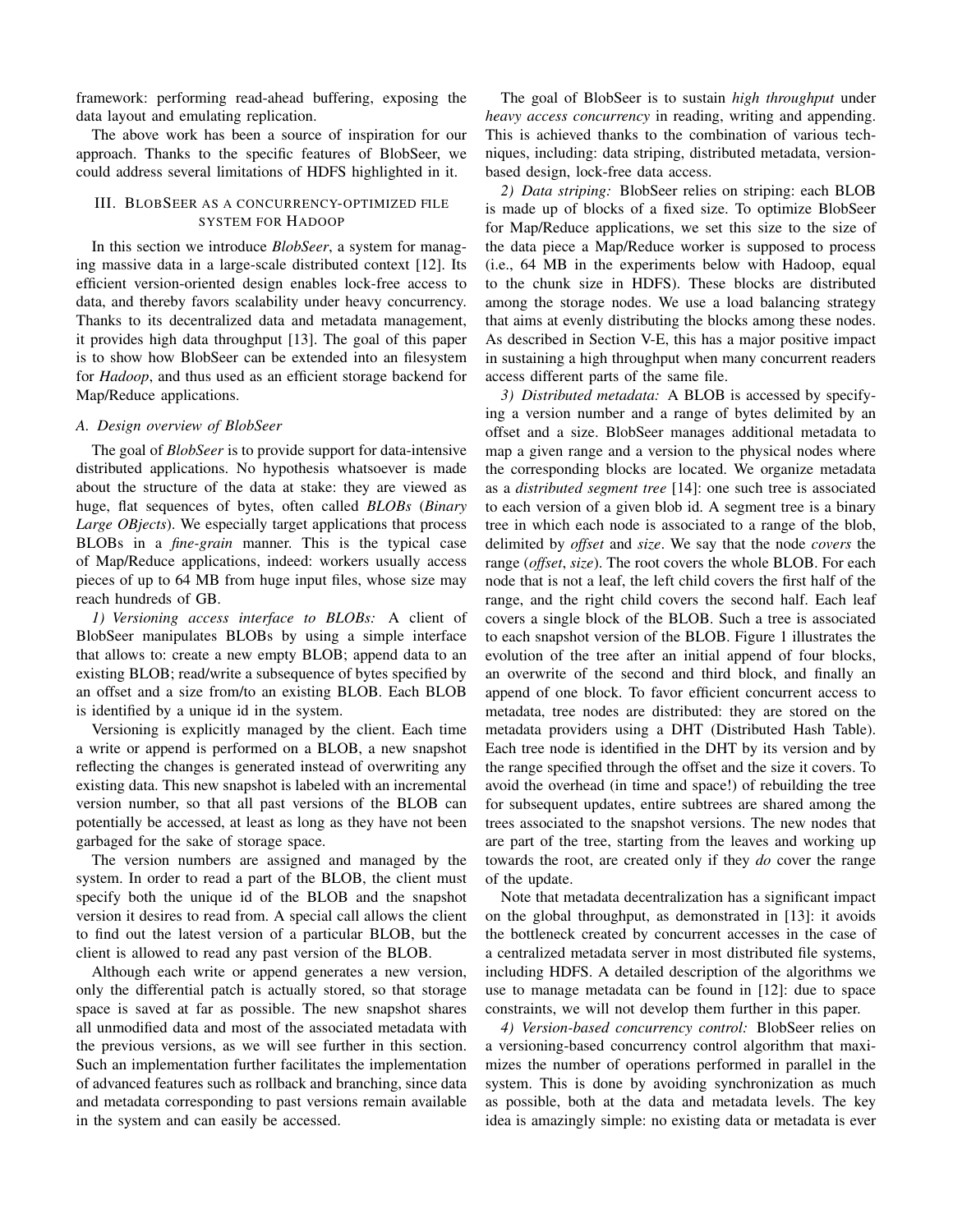framework: performing read-ahead buffering, exposing the data layout and emulating replication.

The above work has been a source of inspiration for our approach. Thanks to the specific features of BlobSeer, we could address several limitations of HDFS highlighted in it.

## III. BlobSeer as a concurrency-optimized file system for Hadoop

In this section we introduce *BlobSeer*, a system for managing massive data in a large-scale distributed context [12]. Its efficient version-oriented design enables lock-free access to data, and thereby favors scalability under heavy concurrency. Thanks to its decentralized data and metadata management, it provides high data throughput [13]. The goal of this paper is to show how BlobSeer can be extended into an filesystem for *Hadoop*, and thus used as an efficient storage backend for Map/Reduce applications.

### A. Design overview of BlobSeer

The goal of *BlobSeer* is to provide support for data-intensive distributed applications. No hypothesis whatsoever is made about the structure of the data at stake: they are viewed as huge, flat sequences of bytes, often called *BLOBs* (*Binary Large OBjects*). We especially target applications that process BLOBs in a *fine-grain* manner. This is the typical case of Map/Reduce applications, indeed: workers usually access pieces of up to 64 MB from huge input files, whose size may reach hundreds of GB.

*1) Versioning access interface to BLOBs:* A client of BlobSeer manipulates BLOBs by using a simple interface that allows to: create a new empty BLOB; append data to an existing BLOB; read/write a subsequence of bytes specified by an offset and a size from/to an existing BLOB. Each BLOB is identified by a unique id in the system.

Versioning is explicitly managed by the client. Each time a write or append is performed on a BLOB, a new snapshot reflecting the changes is generated instead of overwriting any existing data. This new snapshot is labeled with an incremental version number, so that all past versions of the BLOB can potentially be accessed, at least as long as they have not been garbaged for the sake of storage space.

The version numbers are assigned and managed by the system. In order to read a part of the BLOB, the client must specify both the unique id of the BLOB and the snapshot version it desires to read from. A special call allows the client to find out the latest version of a particular BLOB, but the client is allowed to read any past version of the BLOB.

Although each write or append generates a new version, only the differential patch is actually stored, so that storage space is saved at far as possible. The new snapshot shares all unmodified data and most of the associated metadata with the previous versions, as we will see further in this section. Such an implementation further facilitates the implementation of advanced features such as rollback and branching, since data and metadata corresponding to past versions remain available in the system and can easily be accessed.

The goal of BlobSeer is to sustain *high throughput* under *heavy access concurrency* in reading, writing and appending. This is achieved thanks to the combination of various techniques, including: data striping, distributed metadata, version-based design, lock-free data access.

*2) Data striping:* BlobSeer relies on striping: each BLOB is made up of blocks of a fixed size. To optimize BlobSeer for Map/Reduce applications, we set this size to the size of the data piece a Map/Reduce worker is supposed to process (i.e., 64 MB in the experiments below with Hadoop, equal to the chunk size in HDFS). These blocks are distributed among the storage nodes. We use a load balancing strategy that aims at evenly distributing the blocks among these nodes. As described in Section V-E, this has a major positive impact in sustaining a high throughput when many concurrent readers access different parts of the same file.

*3) Distributed metadata:* A BLOB is accessed by specifying a version number and a range of bytes delimited by an offset and a size. BlobSeer manages additional metadata to map a given range and a version to the physical nodes where the corresponding blocks are located. We organize metadata as a *distributed segment tree* [14]: one such tree is associated to each version of a given blob id. A segment tree is a binary tree in which each node is associated to a range of the blob, delimited by *offset* and *size*. We say that the node *covers* the range (*offset*, *size*). The root covers the whole BLOB. For each node that is not a leaf, the left child covers the first half of the range, and the right child covers the second half. Each leaf covers a single block of the BLOB. Such a tree is associated to each snapshot version of the BLOB. Figure 1 illustrates the evolution of the tree after an initial append of four blocks, an overwrite of the second and third block, and finally an append of one block. To favor efficient concurrent access to metadata, tree nodes are distributed: they are stored on the metadata providers using a DHT (Distributed Hash Table). Each tree node is identified in the DHT by its version and by the range specified through the offset and the size it covers. To avoid the overhead (in time and space!) of rebuilding the tree for subsequent updates, entire subtrees are shared among the trees associated to the snapshot versions. The new nodes that are part of the tree, starting from the leaves and working up towards the root, are created only if they *do* cover the range of the update.

Note that metadata decentralization has a significant impact on the global throughput, as demonstrated in [13]: it avoids the bottleneck created by concurrent accesses in the case of a centralized metadata server in most distributed file systems, including HDFS. A detailed description of the algorithms we use to manage metadata can be found in [12]: due to space constraints, we will not develop them further in this paper.

*4) Version-based concurrency control:* BlobSeer relies on a versioning-based concurrency control algorithm that maximizes the number of operations performed in parallel in the system. This is done by avoiding synchronization as much as possible, both at the data and metadata levels. The key idea is amazingly simple: no existing data or metadata is ever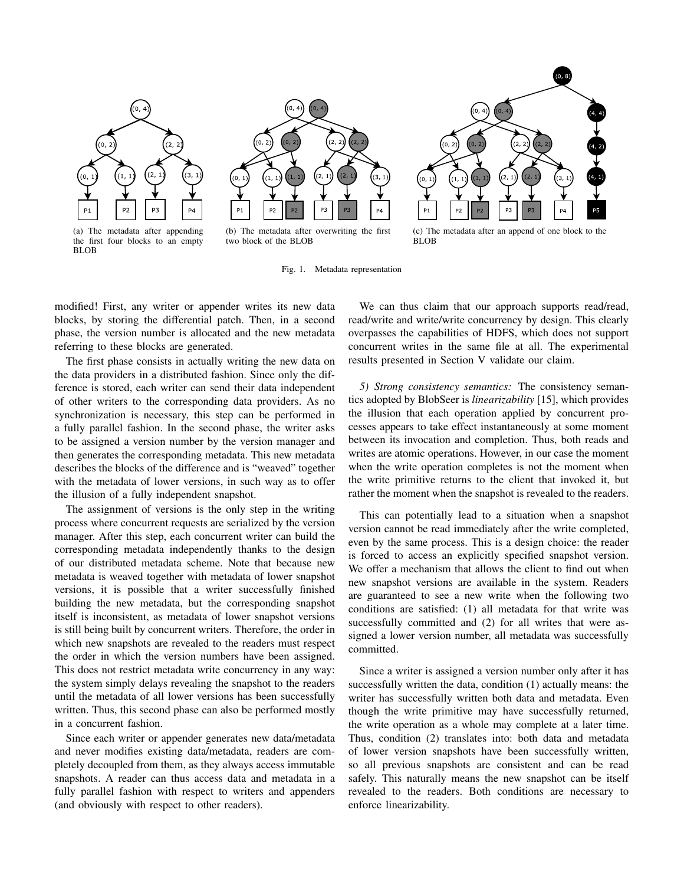(a) The metadata after appending the first four blocks to an empty BLOB

(b) The metadata after overwriting the first two block of the BLOB

(c) The metadata after an append of one block to the BLOB

Fig. 1. Metadata representation

modified! First, any writer or appender writes its new data blocks, by storing the differential patch. Then, in a second phase, the version number is allocated and the new metadata referring to these blocks are generated.

The first phase consists in actually writing the new data on the data providers in a distributed fashion. Since only the difference is stored, each writer can send their data independent of other writers to the corresponding data providers. As no synchronization is necessary, this step can be performed in a fully parallel fashion. In the second phase, the writer asks to be assigned a version number by the version manager and then generates the corresponding metadata. This new metadata describes the blocks of the difference and is "weaved" together with the metadata of lower versions, in such way as to offer the illusion of a fully independent snapshot.

The assignment of versions is the only step in the writing process where concurrent requests are serialized by the version manager. After this step, each concurrent writer can build the corresponding metadata independently thanks to the design of our distributed metadata scheme. Note that because new metadata is weaved together with metadata of lower snapshot versions, it is possible that a writer successfully finished building the new metadata, but the corresponding snapshot itself is inconsistent, as metadata of lower snapshot versions is still being built by concurrent writers. Therefore, the order in which new snapshots are revealed to the readers must respect the order in which the version numbers have been assigned. This does not restrict metadata write concurrency in any way: the system simply delays revealing the snapshot to the readers until the metadata of all lower versions has been successfully written. Thus, this second phase can also be performed mostly in a concurrent fashion.

Since each writer or appender generates new data/metadata and never modifies existing data/metadata, readers are completely decoupled from them, as they always access immutable snapshots. A reader can thus access data and metadata in a fully parallel fashion with respect to writers and appenders (and obviously with respect to other readers).

We can thus claim that our approach supports read/read, read/write and write/write concurrency by design. This clearly overpasses the capabilities of HDFS, which does not support concurrent writes in the same file at all. The experimental results presented in Section V validate our claim.

*5) Strong consistency semantics:* The consistency semantics adopted by BlobSeer is *linearizability* [15], which provides the illusion that each operation applied by concurrent processes appears to take effect instantaneously at some moment between its invocation and completion. Thus, both reads and writes are atomic operations. However, in our case the moment when the write operation completes is not the moment when the write primitive returns to the client that invoked it, but rather the moment when the snapshot is revealed to the readers.

This can potentially lead to a situation when a snapshot version cannot be read immediately after the write completed, even by the same process. This is a design choice: the reader is forced to access an explicitly specified snapshot version. We offer a mechanism that allows the client to find out when new snapshot versions are available in the system. Readers are guaranteed to see a new write when the following two conditions are satisfied: (1) all metadata for that write was successfully committed and (2) for all writes that were assigned a lower version number, all metadata was successfully committed.

Since a writer is assigned a version number only after it has successfully written the data, condition (1) actually means: the writer has successfully written both data and metadata. Even though the write primitive may have successfully returned, the write operation as a whole may complete at a later time. Thus, condition (2) translates into: both data and metadata of lower version snapshots have been successfully written, so all previous snapshots are consistent and can be read safely. This naturally means the new snapshot can be itself revealed to the readers. Both conditions are necessary to enforce linearizability.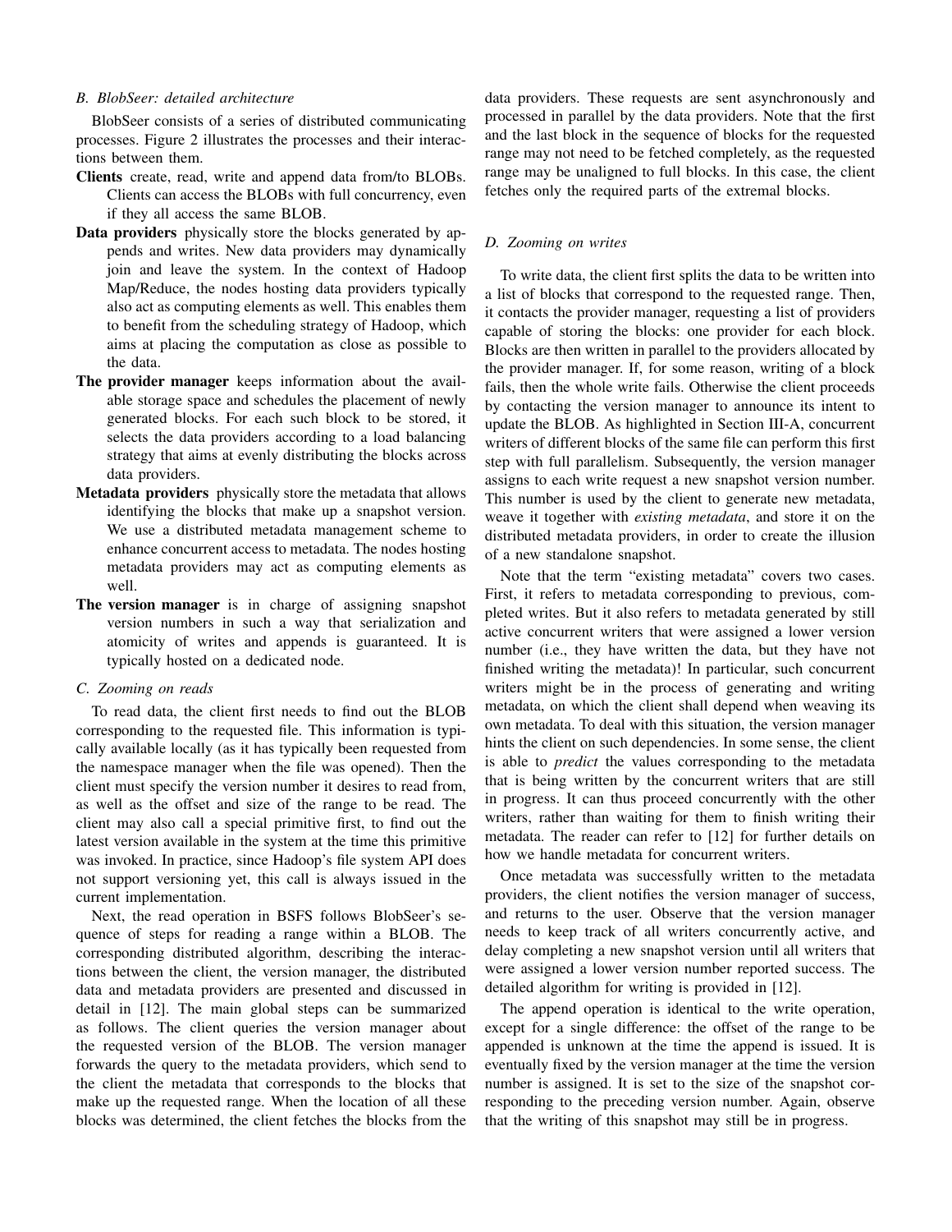### B. BlobSeer: detailed architecture

BlobSeer consists of a series of distributed communicating processes. Figure 2 illustrates the processes and their interactions between them.

**Clients** create, read, write and append data from/to BLOBs. Clients can access the BLOBs with full concurrency, even if they all access the same BLOB.

**Data providers** physically store the blocks generated by appends and writes. New data providers may dynamically join and leave the system. In the context of Hadoop Map/Reduce, the nodes hosting data providers typically also act as computing elements as well. This enables them to benefit from the scheduling strategy of Hadoop, which aims at placing the computation as close as possible to the data.

**The provider manager** keeps information about the available storage space and schedules the placement of newly generated blocks. For each such block to be stored, it selects the data providers according to a load balancing strategy that aims at evenly distributing the blocks across data providers.

**Metadata providers** physically store the metadata that allows identifying the blocks that make up a snapshot version. We use a distributed metadata management scheme to enhance concurrent access to metadata. The nodes hosting metadata providers may act as computing elements as well.

**The version manager** is in charge of assigning snapshot version numbers in such a way that serialization and atomicity of writes and appends is guaranteed. It is typically hosted on a dedicated node.

### C. Zooming on reads

To read data, the client first needs to find out the BLOB corresponding to the requested file. This information is typically available locally (as it has typically been requested from the namespace manager when the file was opened). Then the client must specify the version number it desires to read from, as well as the offset and size of the range to be read. The client may also call a special primitive first, to find out the latest version available in the system at the time this primitive was invoked. In practice, since Hadoop's file system API does not support versioning yet, this call is always issued in the current implementation.

Next, the read operation in BSFS follows BlobSeer's sequence of steps for reading a range within a BLOB. The corresponding distributed algorithm, describing the interactions between the client, the version manager, the distributed data and metadata providers are presented and discussed in detail in [12]. The main global steps can be summarized as follows. The client queries the version manager about the requested version of the BLOB. The version manager forwards the query to the metadata providers, which send to the client the metadata that corresponds to the blocks that make up the requested range. When the location of all these blocks was determined, the client fetches the blocks from the data providers. These requests are sent asynchronously and processed in parallel by the data providers. Note that the first and the last block in the sequence of blocks for the requested range may not need to be fetched completely, as the requested range may be unaligned to full blocks. In this case, the client fetches only the required parts of the extremal blocks.

### D. Zooming on writes

To write data, the client first splits the data to be written into a list of blocks that correspond to the requested range. Then, it contacts the provider manager, requesting a list of providers capable of storing the blocks: one provider for each block. Blocks are then written in parallel to the providers allocated by the provider manager. If, for some reason, writing of a block fails, then the whole write fails. Otherwise the client proceeds by contacting the version manager to announce its intent to update the BLOB. As highlighted in Section III-A, concurrent writers of different blocks of the same file can perform this first step with full parallelism. Subsequently, the version manager assigns to each write request a new snapshot version number. This number is used by the client to generate new metadata, weave it together with *existing metadata*, and store it on the distributed metadata providers, in order to create the illusion of a new standalone snapshot.

Note that the term "existing metadata" covers two cases. First, it refers to metadata corresponding to previous, completed writes. But it also refers to metadata generated by still active concurrent writers that were assigned a lower version number (i.e., they have written the data, but they have not finished writing the metadata)! In particular, such concurrent writers might be in the process of generating and writing metadata, on which the client shall depend when weaving its own metadata. To deal with this situation, the version manager hints the client on such dependencies. In some sense, the client is able to *predict* the values corresponding to the metadata that is being written by the concurrent writers that are still in progress. It can thus proceed concurrently with the other writers, rather than waiting for them to finish writing their metadata. The reader can refer to [12] for further details on how we handle metadata for concurrent writers.

Once metadata was successfully written to the metadata providers, the client notifies the version manager of success, and returns to the user. Observe that the version manager needs to keep track of all writers concurrently active, and delay completing a new snapshot version until all writers that were assigned a lower version number reported success. The detailed algorithm for writing is provided in [12].

The append operation is identical to the write operation, except for a single difference: the offset of the range to be appended is unknown at the time the append is issued. It is eventually fixed by the version manager at the time the version number is assigned. It is set to the size of the snapshot corresponding to the preceding version number. Again, observe that the writing of this snapshot may still be in progress.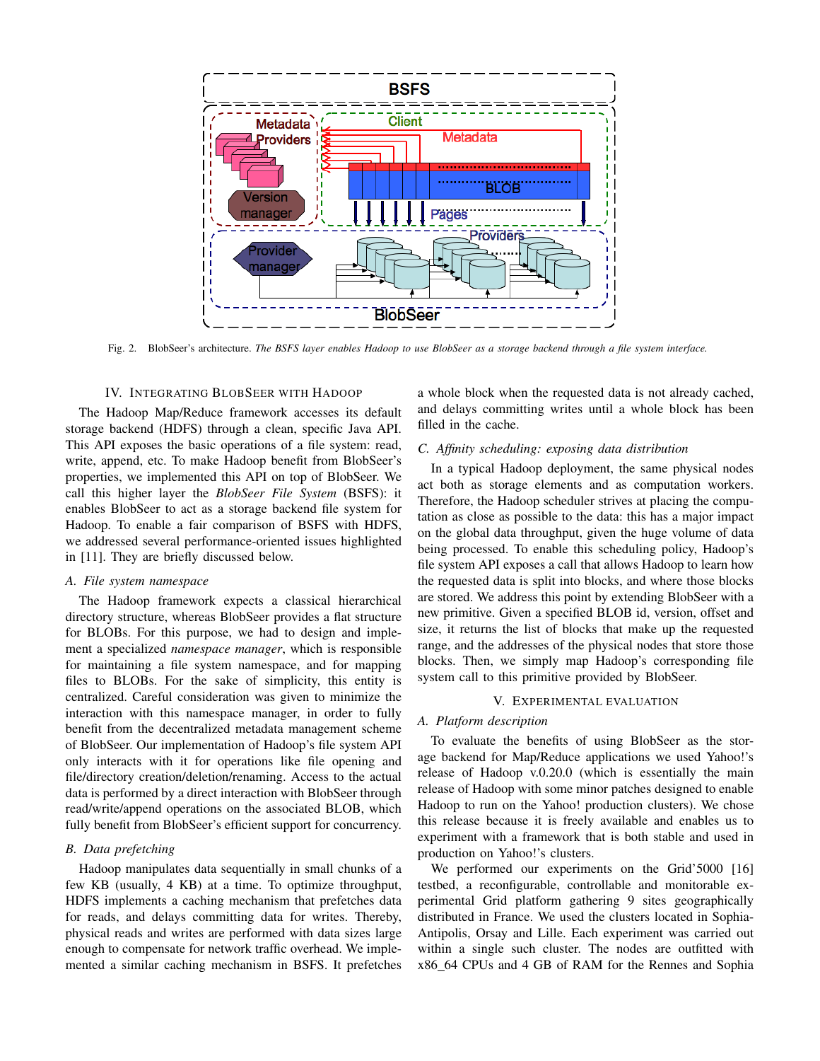BSFS

Metadata Providers

Version manager

Client

Metadata

BLOB

Pages

Providers

Provider manager

BlobSeer

Fig. 2. BlobSeer's architecture. *The BSFS layer enables Hadoop to use BlobSeer as a storage backend through a file system interface.*

## IV. Integrating BlobSeer with Hadoop

The Hadoop Map/Reduce framework accesses its default storage backend (HDFS) through a clean, specific Java API. This API exposes the basic operations of a file system: read, write, append, etc. To make Hadoop benefit from BlobSeer's properties, we implemented this API on top of BlobSeer. We call this higher layer the *BlobSeer File System* (BSFS): it enables BlobSeer to act as a storage backend file system for Hadoop. To enable a fair comparison of BSFS with HDFS, we addressed several performance-oriented issues highlighted in [11]. They are briefly discussed below.

### A. File system namespace

The Hadoop framework expects a classical hierarchical directory structure, whereas BlobSeer provides a flat structure for BLOBs. For this purpose, we had to design and implement a specialized *namespace manager*, which is responsible for maintaining a file system namespace, and for mapping files to BLOBs. For the sake of simplicity, this entity is centralized. Careful consideration was given to minimize the interaction with this namespace manager, in order to fully benefit from the decentralized metadata management scheme of BlobSeer. Our implementation of Hadoop's file system API only interacts with it for operations like file opening and file/directory creation/deletion/renaming. Access to the actual data is performed by a direct interaction with BlobSeer through read/write/append operations on the associated BLOB, which fully benefit from BlobSeer's efficient support for concurrency.

### B. Data prefetching

Hadoop manipulates data sequentially in small chunks of a few KB (usually, 4 KB) at a time. To optimize throughput, HDFS implements a caching mechanism that prefetches data for reads, and delays committing data for writes. Thereby, physical reads and writes are performed with data sizes large enough to compensate for network traffic overhead. We implemented a similar caching mechanism in BSFS. It prefetches a whole block when the requested data is not already cached, and delays committing writes until a whole block has been filled in the cache.

### C. Affinity scheduling: exposing data distribution

In a typical Hadoop deployment, the same physical nodes act both as storage elements and as computation workers. Therefore, the Hadoop scheduler strives at placing the computation as close as possible to the data: this has a major impact on the global data throughput, given the huge volume of data being processed. To enable this scheduling policy, Hadoop's file system API exposes a call that allows Hadoop to learn how the requested data is split into blocks, and where those blocks are stored. We address this point by extending BlobSeer with a new primitive. Given a specified BLOB id, version, offset and size, it returns the list of blocks that make up the requested range, and the addresses of the physical nodes that store those blocks. Then, we simply map Hadoop's corresponding file system call to this primitive provided by BlobSeer.

## V. Experimental Evaluation

### A. Platform description

To evaluate the benefits of using BlobSeer as the storage backend for Map/Reduce applications we used Yahoo!'s release of Hadoop v.0.20.0 (which is essentially the main release of Hadoop with some minor patches designed to enable Hadoop to run on the Yahoo! production clusters). We chose this release because it is freely available and enables us to experiment with a framework that is both stable and used in production on Yahoo!'s clusters.

We performed our experiments on the Grid'5000 [16] testbed, a reconfigurable, controllable and monitorable experimental Grid platform gathering 9 sites geographically distributed in France. We used the clusters located in Sophia-Antipolis, Orsay and Lille. Each experiment was carried out within a single such cluster. The nodes are outfitted with x86_64 CPUs and 4 GB of RAM for the Rennes and Sophia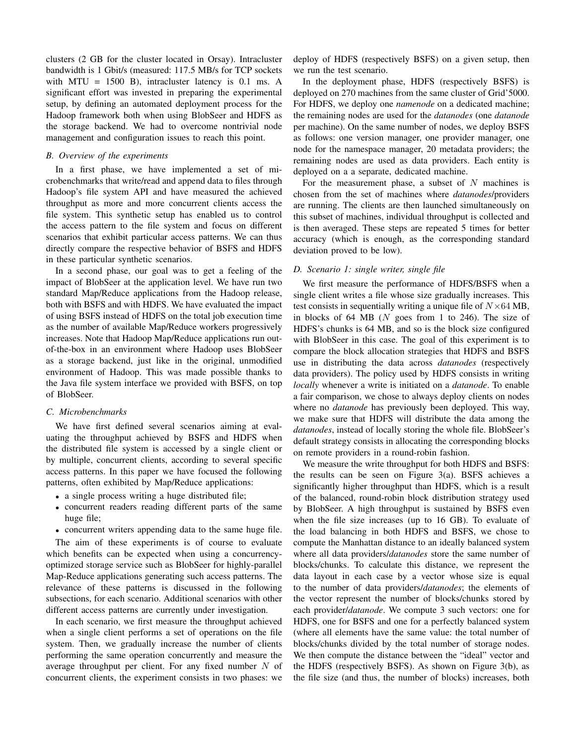clusters (2 GB for the cluster located in Orsay). Intracluster bandwidth is 1 Gbit/s (measured: 117.5 MB/s for TCP sockets with MTU = 1500 B), intracluster latency is 0.1 ms. A significant effort was invested in preparing the experimental setup, by defining an automated deployment process for the Hadoop framework both when using BlobSeer and HDFS as the storage backend. We had to overcome nontrivial node management and configuration issues to reach this point.

### B. Overview of the experiments

In a first phase, we have implemented a set of microbenchmarks that write/read and append data to files through Hadoop's file system API and have measured the achieved throughput as more and more concurrent clients access the file system. This synthetic setup has enabled us to control the access pattern to the file system and focus on different scenarios that exhibit particular access patterns. We can thus directly compare the respective behavior of BSFS and HDFS in these particular synthetic scenarios.

In a second phase, our goal was to get a feeling of the impact of BlobSeer at the application level. We have run two standard Map/Reduce applications from the Hadoop release, both with BSFS and with HDFS. We have evaluated the impact of using BSFS instead of HDFS on the total job execution time as the number of available Map/Reduce workers progressively increases. Note that Hadoop Map/Reduce applications run out-of-the-box in an environment where Hadoop uses BlobSeer as a storage backend, just like in the original, unmodified environment of Hadoop. This was made possible thanks to the Java file system interface we provided with BSFS, on top of BlobSeer.

### C. Microbenchmarks

We have first defined several scenarios aiming at evaluating the throughput achieved by BSFS and HDFS when the distributed file system is accessed by a single client or by multiple, concurrent clients, according to several specific access patterns. In this paper we have focused the following patterns, often exhibited by Map/Reduce applications:

- a single process writing a huge distributed file;
- concurrent readers reading different parts of the same huge file;
- concurrent writers appending data to the same huge file.

The aim of these experiments is of course to evaluate which benefits can be expected when using a concurrency-optimized storage service such as BlobSeer for highly-parallel Map-Reduce applications generating such access patterns. The relevance of these patterns is discussed in the following subsections, for each scenario. Additional scenarios with other different access patterns are currently under investigation.

In each scenario, we first measure the throughput achieved when a single client performs a set of operations on the file system. Then, we gradually increase the number of clients performing the same operation concurrently and measure the average throughput per client. For any fixed number $N$ of concurrent clients, the experiment consists in two phases: we deploy of HDFS (respectively BSFS) on a given setup, then we run the test scenario.

In the deployment phase, HDFS (respectively BSFS) is deployed on 270 machines from the same cluster of Grid'5000. For HDFS, we deploy one *namenode* on a dedicated machine; the remaining nodes are used for the *datanodes* (one *datanode* per machine). On the same number of nodes, we deploy BSFS as follows: one version manager, one provider manager, one node for the namespace manager, 20 metadata providers; the remaining nodes are used as data providers. Each entity is deployed on a a separate, dedicated machine.

For the measurement phase, a subset of $N$ machines is chosen from the set of machines where *datanodes*/providers are running. The clients are then launched simultaneously on this subset of machines, individual throughput is collected and is then averaged. These steps are repeated 5 times for better accuracy (which is enough, as the corresponding standard deviation proved to be low).

### D. Scenario 1: single writer, single file

We first measure the performance of HDFS/BSFS when a single client writes a file whose size gradually increases. This test consists in sequentially writing a unique file of $N \times 64$ MB, in blocks of 64 MB ($N$ goes from 1 to 246). The size of HDFS's chunks is 64 MB, and so is the block size configured with BlobSeer in this case. The goal of this experiment is to compare the block allocation strategies that HDFS and BSFS use in distributing the data across *datanodes* (respectively data providers). The policy used by HDFS consists in writing *locally* whenever a write is initiated on a *datanode*. To enable a fair comparison, we chose to always deploy clients on nodes where no *datanode* has previously been deployed. This way, we make sure that HDFS will distribute the data among the *datanodes*, instead of locally storing the whole file. BlobSeer's default strategy consists in allocating the corresponding blocks on remote providers in a round-robin fashion.

We measure the write throughput for both HDFS and BSFS: the results can be seen on Figure 3(a). BSFS achieves a significantly higher throughput than HDFS, which is a result of the balanced, round-robin block distribution strategy used by BlobSeer. A high throughput is sustained by BSFS even when the file size increases (up to 16 GB). To evaluate of the load balancing in both HDFS and BSFS, we chose to compute the Manhattan distance to an ideally balanced system where all data providers/*datanodes* store the same number of blocks/chunks. To calculate this distance, we represent the data layout in each case by a vector whose size is equal to the number of data providers/*datanodes*; the elements of the vector represent the number of blocks/chunks stored by each provider/*datanode*. We compute 3 such vectors: one for HDFS, one for BSFS and one for a perfectly balanced system (where all elements have the same value: the total number of blocks/chunks divided by the total number of storage nodes. We then compute the distance between the "ideal" vector and the HDFS (respectively BSFS). As shown on Figure 3(b), as the file size (and thus, the number of blocks) increases, both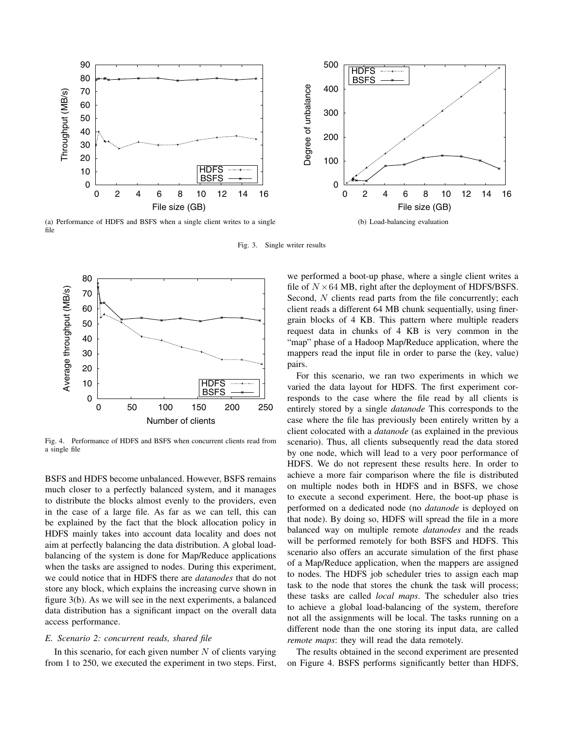90
80
70
60
50
40
30
20
10
0
Throughput (MB/s)
0 2 4 6 8 10 12 14 16
File size (GB)
HDFS
BSFS

(a) Performance of HDFS and BSFS when a single client writes to a single file

500
400
300
200
100
0
Degree of unbalance
0 2 4 6 8 10 12 14 16
File size (GB)
HDFS
BSFS

(b) Load-balancing evaluation

Fig. 3. Single writer results

80
70
60
50
40
30
20
10
0
Average throughput (MB/s)
0 50 100 150 200 250
Number of clients
HDFS
BSFS

Fig. 4. Performance of HDFS and BSFS when concurrent clients read from a single file

BSFS and HDFS become unbalanced. However, BSFS remains much closer to a perfectly balanced system, and it manages to distribute the blocks almost evenly to the providers, even in the case of a large file. As far as we can tell, this can be explained by the fact that the block allocation policy in HDFS mainly takes into account data locality and does not aim at perfectly balancing the data distribution. A global load-balancing of the system is done for Map/Reduce applications when the tasks are assigned to nodes. During this experiment, we could notice that in HDFS there are *datanodes* that do not store any block, which explains the increasing curve shown in figure 3(b). As we will see in the next experiments, a balanced data distribution has a significant impact on the overall data access performance.

### E. Scenario 2: concurrent reads, shared file

In this scenario, for each given number $N$ of clients varying from 1 to 250, we executed the experiment in two steps. First, we performed a boot-up phase, where a single client writes a file of $N \times 64$ MB, right after the deployment of HDFS/BSFS. Second, $N$ clients read parts from the file concurrently; each client reads a different 64 MB chunk sequentially, using finer-grain blocks of 4 KB. This pattern where multiple readers request data in chunks of 4 KB is very common in the "map" phase of a Hadoop Map/Reduce application, where the mappers read the input file in order to parse the (key, value) pairs.

For this scenario, we ran two experiments in which we varied the data layout for HDFS. The first experiment corresponds to the case where the file read by all clients is entirely stored by a single *datanode* This corresponds to the case where the file has previously been entirely written by a client colocated with a *datanode* (as explained in the previous scenario). Thus, all clients subsequently read the data stored by one node, which will lead to a very poor performance of HDFS. We do not represent these results here. In order to achieve a more fair comparison where the file is distributed on multiple nodes both in HDFS and in BSFS, we chose to execute a second experiment. Here, the boot-up phase is performed on a dedicated node (no *datanode* is deployed on that node). By doing so, HDFS will spread the file in a more balanced way on multiple remote *datanodes* and the reads will be performed remotely for both BSFS and HDFS. This scenario also offers an accurate simulation of the first phase of a Map/Reduce application, when the mappers are assigned to nodes. The HDFS job scheduler tries to assign each map task to the node that stores the chunk the task will process; these tasks are called *local maps*. The scheduler also tries to achieve a global load-balancing of the system, therefore not all the assignments will be local. The tasks running on a different node than the one storing its input data, are called *remote maps*: they will read the data remotely.

The results obtained in the second experiment are presented on Figure 4. BSFS performs significantly better than HDFS,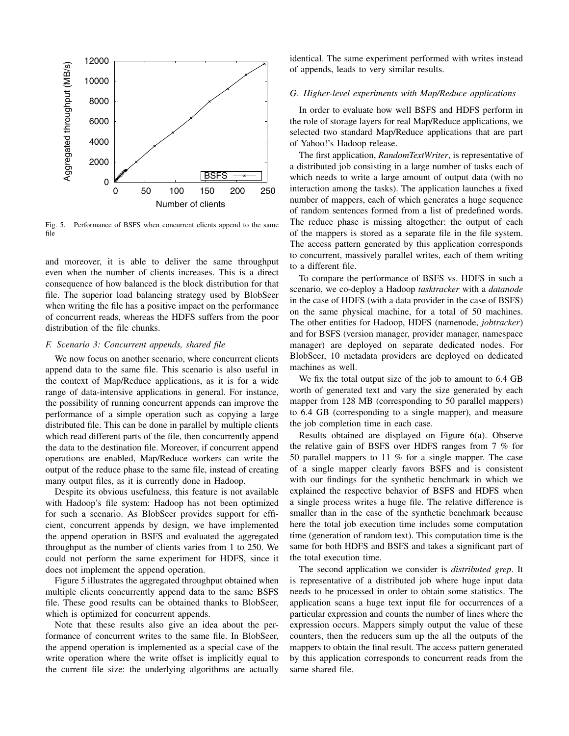12000

10000

8000

6000

4000

2000

0

Aggregated throughput (MB/s)

0 50 100 150 200 250

Number of clients

BSFS

Fig. 5. Performance of BSFS when concurrent clients append to the same file

and moreover, it is able to deliver the same throughput even when the number of clients increases. This is a direct consequence of how balanced is the block distribution for that file. The superior load balancing strategy used by BlobSeer when writing the file has a positive impact on the performance of concurrent reads, whereas the HDFS suffers from the poor distribution of the file chunks.

### *F. Scenario 3: Concurrent appends, shared file*

We now focus on another scenario, where concurrent clients append data to the same file. This scenario is also useful in the context of Map/Reduce applications, as it is for a wide range of data-intensive applications in general. For instance, the possibility of running concurrent appends can improve the performance of a simple operation such as copying a large distributed file. This can be done in parallel by multiple clients which read different parts of the file, then concurrently append the data to the destination file. Moreover, if concurrent append operations are enabled, Map/Reduce workers can write the output of the reduce phase to the same file, instead of creating many output files, as it is currently done in Hadoop.

Despite its obvious usefulness, this feature is not available with Hadoop's file system: Hadoop has not been optimized for such a scenario. As BlobSeer provides support for efficient, concurrent appends by design, we have implemented the append operation in BSFS and evaluated the aggregated throughput as the number of clients varies from 1 to 250. We could not perform the same experiment for HDFS, since it does not implement the append operation.

Figure 5 illustrates the aggregated throughput obtained when multiple clients concurrently append data to the same BSFS file. These good results can be obtained thanks to BlobSeer, which is optimized for concurrent appends.

Note that these results also give an idea about the performance of concurrent writes to the same file. In BlobSeer, the append operation is implemented as a special case of the write operation where the write offset is implicitly equal to the current file size: the underlying algorithms are actually identical. The same experiment performed with writes instead of appends, leads to very similar results.

### *G. Higher-level experiments with Map/Reduce applications*

In order to evaluate how well BSFS and HDFS perform in the role of storage layers for real Map/Reduce applications, we selected two standard Map/Reduce applications that are part of Yahoo!'s Hadoop release.

The first application, *RandomTextWriter*, is representative of a distributed job consisting in a large number of tasks each of which needs to write a large amount of output data (with no interaction among the tasks). The application launches a fixed number of mappers, each of which generates a huge sequence of random sentences formed from a list of predefined words. The reduce phase is missing altogether: the output of each of the mappers is stored as a separate file in the file system. The access pattern generated by this application corresponds to concurrent, massively parallel writes, each of them writing to a different file.

To compare the performance of BSFS vs. HDFS in such a scenario, we co-deploy a Hadoop *tasktracker* with a *datanode* in the case of HDFS (with a data provider in the case of BSFS) on the same physical machine, for a total of 50 machines. The other entities for Hadoop, HDFS (namenode, *jobtracker*) and for BSFS (version manager, provider manager, namespace manager) are deployed on separate dedicated nodes. For BlobSeer, 10 metadata providers are deployed on dedicated machines as well.

We fix the total output size of the job to amount to 6.4 GB worth of generated text and vary the size generated by each mapper from 128 MB (corresponding to 50 parallel mappers) to 6.4 GB (corresponding to a single mapper), and measure the job completion time in each case.

Results obtained are displayed on Figure 6(a). Observe the relative gain of BSFS over HDFS ranges from 7 % for 50 parallel mappers to 11 % for a single mapper. The case of a single mapper clearly favors BSFS and is consistent with our findings for the synthetic benchmark in which we explained the respective behavior of BSFS and HDFS when a single process writes a huge file. The relative difference is smaller than in the case of the synthetic benchmark because here the total job execution time includes some computation time (generation of random text). This computation time is the same for both HDFS and BSFS and takes a significant part of the total execution time.

The second application we consider is *distributed grep*. It is representative of a distributed job where huge input data needs to be processed in order to obtain some statistics. The application scans a huge text input file for occurrences of a particular expression and counts the number of lines where the expression occurs. Mappers simply output the value of these counters, then the reducers sum up the all the outputs of the mappers to obtain the final result. The access pattern generated by this application corresponds to concurrent reads from the same shared file.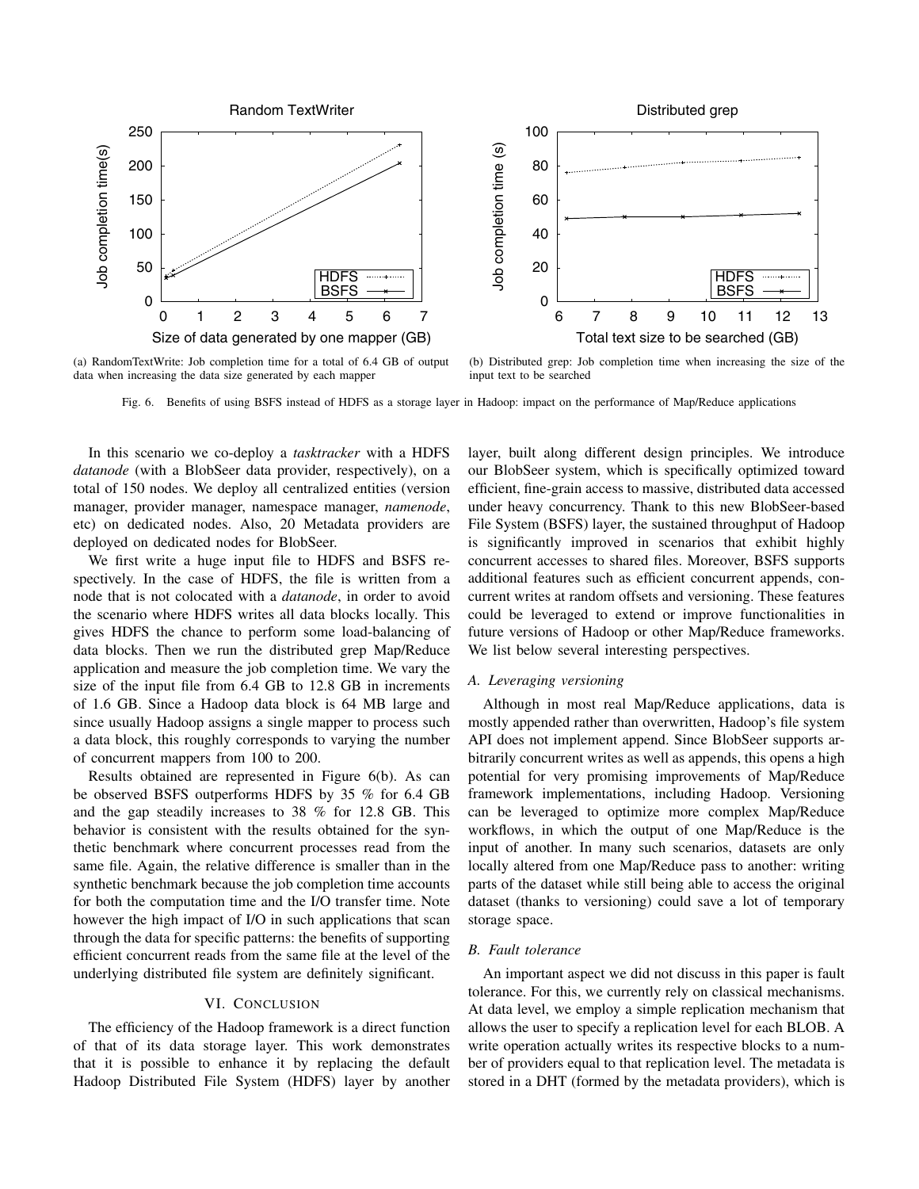Random TextWriter

Job completion time(s)

250
200
150
100
50
0

0 1 2 3 4 5 6 7

Size of data generated by one mapper (GB)

HDFS
BSFS

(a) RandomTextWrite: Job completion time for a total of 6.4 GB of output data when increasing the data size generated by each mapper

Distributed grep

Job completion time (s)

100
80
60
40
20
0

6 7 8 9 10 11 12 13

Total text size to be searched (GB)

HDFS
BSFS

(b) Distributed grep: Job completion time when increasing the size of the input text to be searched

Fig. 6. Benefits of using BSFS instead of HDFS as a storage layer in Hadoop: impact on the performance of Map/Reduce applications

In this scenario we co-deploy a *tasktracker* with a HDFS *datanode* (with a BlobSeer data provider, respectively), on a total of 150 nodes. We deploy all centralized entities (version manager, provider manager, namespace manager, *namenode*, etc) on dedicated nodes. Also, 20 Metadata providers are deployed on dedicated nodes for BlobSeer.

We first write a huge input file to HDFS and BSFS respectively. In the case of HDFS, the file is written from a node that is not colocated with a *datanode*, in order to avoid the scenario where HDFS writes all data blocks locally. This gives HDFS the chance to perform some load-balancing of data blocks. Then we run the distributed grep Map/Reduce application and measure the job completion time. We vary the size of the input file from 6.4 GB to 12.8 GB in increments of 1.6 GB. Since a Hadoop data block is 64 MB large and since usually Hadoop assigns a single mapper to process such a data block, this roughly corresponds to varying the number of concurrent mappers from 100 to 200.

Results obtained are represented in Figure 6(b). As can be observed BSFS outperforms HDFS by 35 % for 6.4 GB and the gap steadily increases to 38 % for 12.8 GB. This behavior is consistent with the results obtained for the synthetic benchmark where concurrent processes read from the same file. Again, the relative difference is smaller than in the synthetic benchmark because the job completion time accounts for both the computation time and the I/O transfer time. Note however the high impact of I/O in such applications that scan through the data for specific patterns: the benefits of supporting efficient concurrent reads from the same file at the level of the underlying distributed file system are definitely significant.

## VI. Conclusion

The efficiency of the Hadoop framework is a direct function of that of its data storage layer. This work demonstrates that it is possible to enhance it by replacing the default Hadoop Distributed File System (HDFS) layer by another layer, built along different design principles. We introduce our BlobSeer system, which is specifically optimized toward efficient, fine-grain access to massive, distributed data accessed under heavy concurrency. Thank to this new BlobSeer-based File System (BSFS) layer, the sustained throughput of Hadoop is significantly improved in scenarios that exhibit highly concurrent accesses to shared files. Moreover, BSFS supports additional features such as efficient concurrent appends, concurrent writes at random offsets and versioning. These features could be leveraged to extend or improve functionalities in future versions of Hadoop or other Map/Reduce frameworks. We list below several interesting perspectives.

### A. Leveraging versioning

Although in most real Map/Reduce applications, data is mostly appended rather than overwritten, Hadoop's file system API does not implement append. Since BlobSeer supports arbitrarily concurrent writes as well as appends, this opens a high potential for very promising improvements of Map/Reduce framework implementations, including Hadoop. Versioning can be leveraged to optimize more complex Map/Reduce workflows, in which the output of one Map/Reduce is the input of another. In many such scenarios, datasets are only locally altered from one Map/Reduce pass to another: writing parts of the dataset while still being able to access the original dataset (thanks to versioning) could save a lot of temporary storage space.

### B. Fault tolerance

An important aspect we did not discuss in this paper is fault tolerance. For this, we currently rely on classical mechanisms. At data level, we employ a simple replication mechanism that allows the user to specify a replication level for each BLOB. A write operation actually writes its respective blocks to a number of providers equal to that replication level. The metadata is stored in a DHT (formed by the metadata providers), which is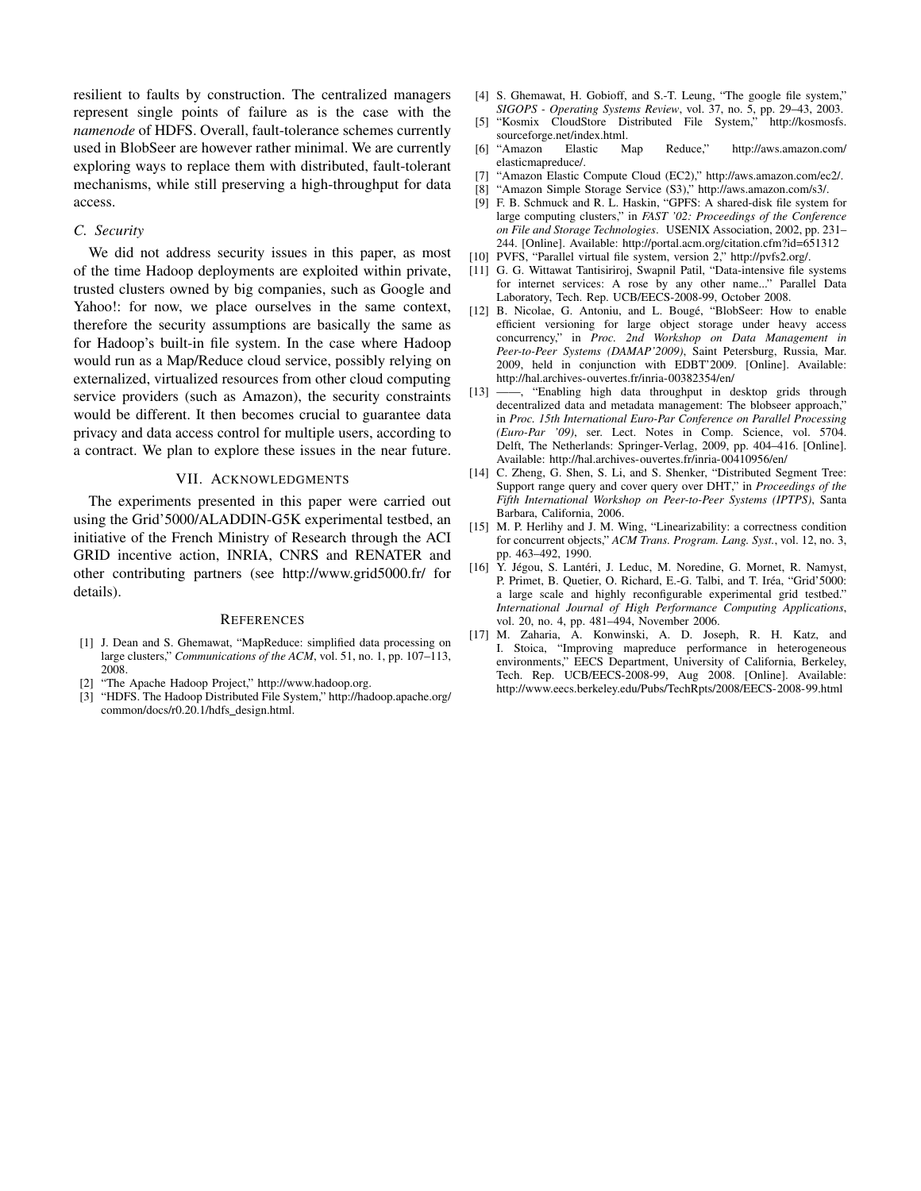resilient to faults by construction. The centralized managers represent single points of failure as is the case with the *namenode* of HDFS. Overall, fault-tolerance schemes currently used in BlobSeer are however rather minimal. We are currently exploring ways to replace them with distributed, fault-tolerant mechanisms, while still preserving a high-throughput for data access.

### C. Security

We did not address security issues in this paper, as most of the time Hadoop deployments are exploited within private, trusted clusters owned by big companies, such as Google and Yahoo!: for now, we place ourselves in the same context, therefore the security assumptions are basically the same as for Hadoop's built-in file system. In the case where Hadoop would run as a Map/Reduce cloud service, possibly relying on externalized, virtualized resources from other cloud computing service providers (such as Amazon), the security constraints would be different. It then becomes crucial to guarantee data privacy and data access control for multiple users, according to a contract. We plan to explore these issues in the near future.

## VII. Acknowledgments

The experiments presented in this paper were carried out using the Grid'5000/ALADDIN-G5K experimental testbed, an initiative of the French Ministry of Research through the ACI GRID incentive action, INRIA, CNRS and RENATER and other contributing partners (see http://www.grid5000.fr/ for details).

## References

[1] J. Dean and S. Ghemawat, "MapReduce: simplified data processing on large clusters," *Communications of the ACM*, vol. 51, no. 1, pp. 107–113, 2008.

[2] "The Apache Hadoop Project," http://www.hadoop.org.

[3] "HDFS. The Hadoop Distributed File System," http://hadoop.apache.org/common/docs/r0.20.1/hdfs_design.html.

[4] S. Ghemawat, H. Gobioff, and S.-T. Leung, "The google file system," *SIGOPS - Operating Systems Review*, vol. 37, no. 5, pp. 29–43, 2003.

[5] "Kosmix CloudStore Distributed File System," http://kosmosfs.sourceforge.net/index.html.

[6] "Amazon Elastic Map Reduce," http://aws.amazon.com/elasticmapreduce/.

[7] "Amazon Elastic Compute Cloud (EC2)," http://aws.amazon.com/ec2/.

[8] "Amazon Simple Storage Service (S3)," http://aws.amazon.com/s3/.

[9] F. B. Schmuck and R. L. Haskin, "GPFS: A shared-disk file system for large computing clusters," in *FAST '02: Proceedings of the Conference on File and Storage Technologies*. USENIX Association, 2002, pp. 231–244. [Online]. Available: http://portal.acm.org/citation.cfm?id=651312

[10] PVFS, "Parallel virtual file system, version 2," http://pvfs2.org/.

[11] G. G. Wittawat Tantisiriroj, Swapnil Patil, "Data-intensive file systems for internet services: A rose by any other name..." Parallel Data Laboratory, Tech. Rep. UCB/EECS-2008-99, October 2008.

[12] B. Nicolae, G. Antoniu, and L. Bougé, "BlobSeer: How to enable efficient versioning for large object storage under heavy access concurrency," in *Proc. 2nd Workshop on Data Management in Peer-to-Peer Systems (DAMAP'2009)*, Saint Petersburg, Russia, Mar. 2009, held in conjunction with EDBT'2009. [Online]. Available: http://hal.archives-ouvertes.fr/inria-00382354/en/

[13] ——, "Enabling high data throughput in desktop grids through decentralized data and metadata management: The blobseer approach," in *Proc. 15th International Euro-Par Conference on Parallel Processing (Euro-Par '09)*, ser. Lect. Notes in Comp. Science, vol. 5704. Delft, The Netherlands: Springer-Verlag, 2009, pp. 404–416. [Online]. Available: http://hal.archives-ouvertes.fr/inria-00410956/en/

[14] C. Zheng, G. Shen, S. Li, and S. Shenker, "Distributed Segment Tree: Support range query and cover query over DHT," in *Proceedings of the Fifth International Workshop on Peer-to-Peer Systems (IPTPS)*, Santa Barbara, California, 2006.

[15] M. P. Herlihy and J. M. Wing, "Linearizability: a correctness condition for concurrent objects," *ACM Trans. Program. Lang. Syst.*, vol. 12, no. 3, pp. 463–492, 1990.

[16] Y. Jégou, S. Lantéri, J. Leduc, M. Noredine, G. Mornet, R. Namyst, P. Primet, B. Quetier, O. Richard, E.-G. Talbi, and T. Iréa, "Grid'5000: a large scale and highly reconfigurable experimental grid testbed." *International Journal of High Performance Computing Applications*, vol. 20, no. 4, pp. 481–494, November 2006.

[17] M. Zaharia, A. Konwinski, A. D. Joseph, R. H. Katz, and I. Stoica, "Improving mapreduce performance in heterogeneous environments," EECS Department, University of California, Berkeley, Tech. Rep. UCB/EECS-2008-99, Aug 2008. [Online]. Available: http://www.eecs.berkeley.edu/Pubs/TechRpts/2008/EECS-2008-99.html